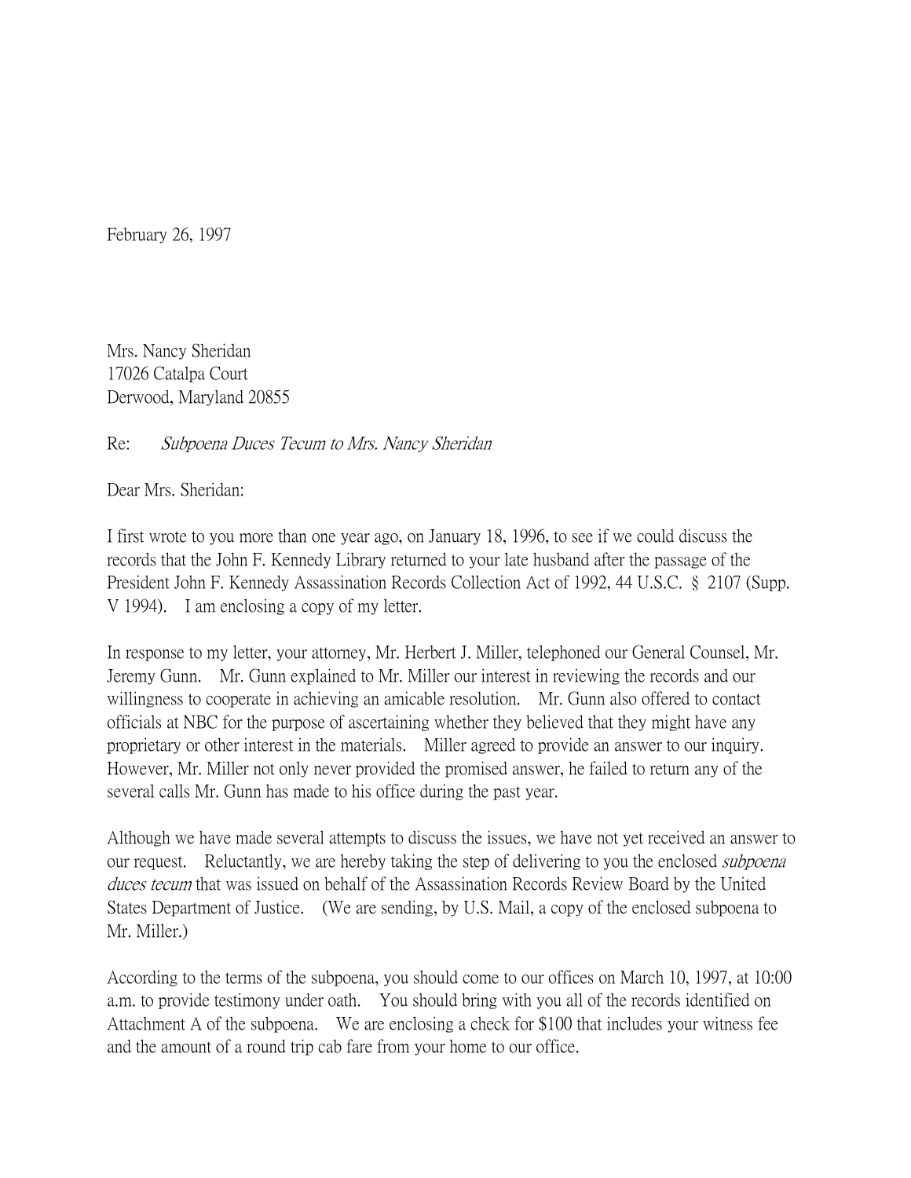February 26, 1997

Mrs. Nancy Sheridan
17026 Catalpa Court
Derwood, Maryland 20855

Re: *Subpoena Duces Tecum to Mrs. Nancy Sheridan*

Dear Mrs. Sheridan:

I first wrote to you more than one year ago, on January 18, 1996, to see if we could discuss the records that the John F. Kennedy Library returned to your late husband after the passage of the President John F. Kennedy Assassination Records Collection Act of 1992, 44 U.S.C. § 2107 (Supp. V 1994). I am enclosing a copy of my letter.

In response to my letter, your attorney, Mr. Herbert J. Miller, telephoned our General Counsel, Mr. Jeremy Gunn. Mr. Gunn explained to Mr. Miller our interest in reviewing the records and our willingness to cooperate in achieving an amicable resolution. Mr. Gunn also offered to contact officials at NBC for the purpose of ascertaining whether they believed that they might have any proprietary or other interest in the materials. Miller agreed to provide an answer to our inquiry. However, Mr. Miller not only never provided the promised answer, he failed to return any of the several calls Mr. Gunn has made to his office during the past year.

Although we have made several attempts to discuss the issues, we have not yet received an answer to our request. Reluctantly, we are hereby taking the step of delivering to you the enclosed *subpoena duces tecum* that was issued on behalf of the Assassination Records Review Board by the United States Department of Justice. (We are sending, by U.S. Mail, a copy of the enclosed subpoena to Mr. Miller.)

According to the terms of the subpoena, you should come to our offices on March 10, 1997, at 10:00 a.m. to provide testimony under oath. You should bring with you all of the records identified on Attachment A of the subpoena. We are enclosing a check for $100 that includes your witness fee and the amount of a round trip cab fare from your home to our office.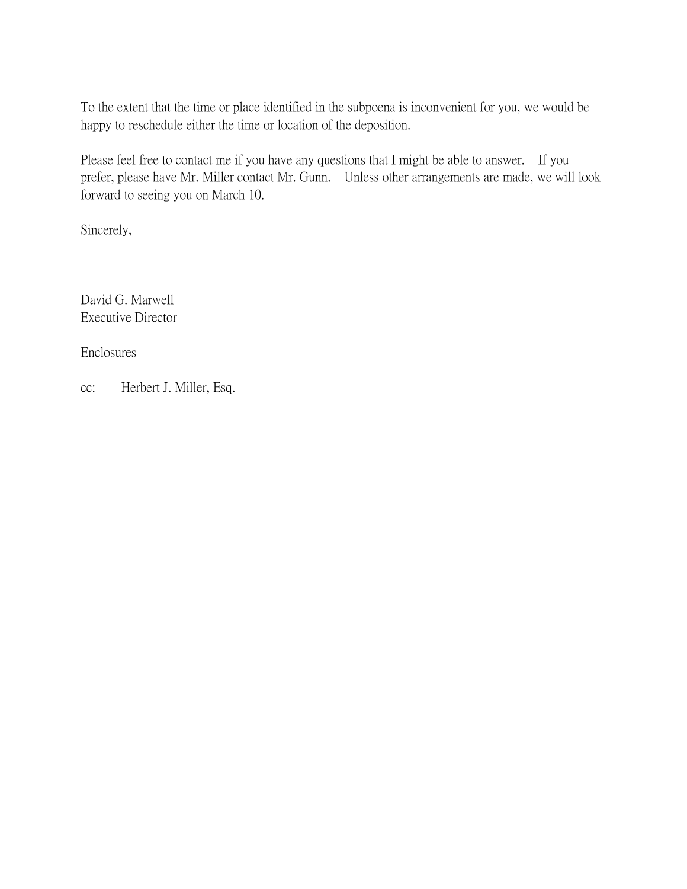To the extent that the time or place identified in the subpoena is inconvenient for you, we would be happy to reschedule either the time or location of the deposition.

Please feel free to contact me if you have any questions that I might be able to answer. If you prefer, please have Mr. Miller contact Mr. Gunn. Unless other arrangements are made, we will look forward to seeing you on March 10.

Sincerely,

David G. Marwell
Executive Director

Enclosures

cc: Herbert J. Miller, Esq.